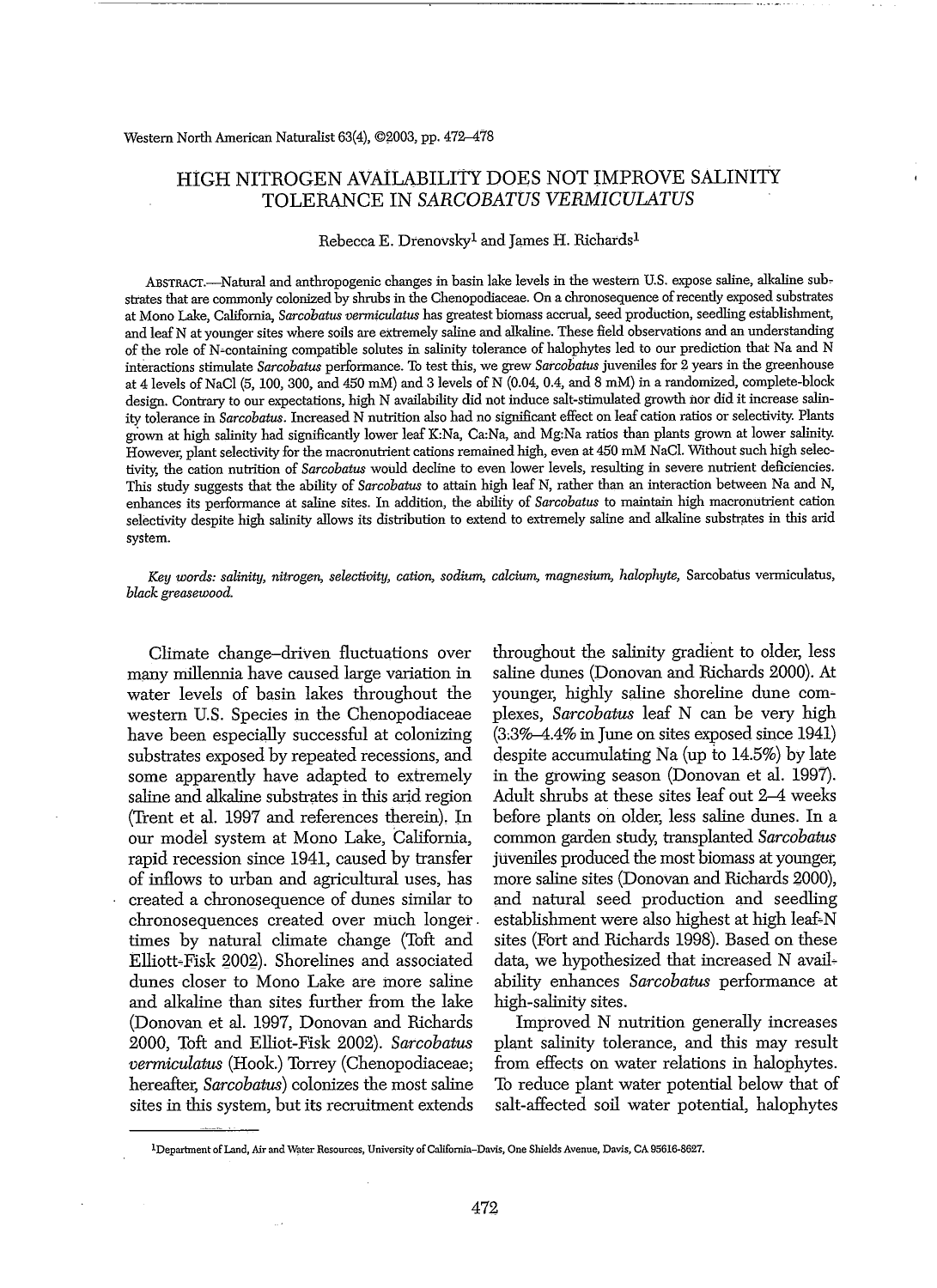# HIGH NITROGEN AVAILABILITY DOES NOT IMPROVE SALINITY TOLERANCE IN *SARCOBATUS VERMICULATUS*

Rebecca E. Drenovsky[1] and James H. Richards[1]

ABSTRACT.—Natural and anthropogenic changes in basin lake levels in the western U.S. expose saline, alkaline substrates that are commonly colonized by shrubs in the Chenopodiaceae. On a chronosequence of recently exposed substrates at Mono Lake, California, *Sarcobatus vermiculatus* has greatest biomass accrual, seed production, seedling establishment, and leaf N at younger sites where soils are extremely saline and alkaline. These field observations and an understanding of the role of N-containing compatible solutes in salinity tolerance of halophytes led to our prediction that Na and N interactions stimulate *Sarcobatus* performance. To test this, we grew *Sarcobatus* juveniles for 2 years in the greenhouse at 4 levels of NaCl (5, 100, 300, and 450 mM) and 3 levels of N (0.04, 0.4, and 8 mM) in a randomized, complete-block design. Contrary to our expectations, high N availability did not induce salt-stimulated growth nor did it increase salinity tolerance in *Sarcobatus*. Increased N nutrition also had no significant effect on leaf cation ratios or selectivity. Plants grown at high salinity had significantly lower leaf K:Na, Ca:Na, and Mg:Na ratios than plants grown at lower salinity. However, plant selectivity for the macronutrient cations remained high, even at 450 mM NaCl. Without such high selectivity, the cation nutrition of *Sarcobatus* would decline to even lower levels, resulting in severe nutrient deficiencies. This study suggests that the ability of *Sarcobatus* to attain high leaf N, rather than an interaction between Na and N, enhances its performance at saline sites. In addition, the ability of *Sarcobatus* to maintain high macronutrient cation selectivity despite high salinity allows its distribution to extend to extremely saline and alkaline substrates in this arid system.

*Key words: salinity, nitrogen, selectivity, cation, sodium, calcium, magnesium, halophyte,* Sarcobatus vermiculatus, *black greasewood.*

Climate change–driven fluctuations over many millennia have caused large variation in water levels of basin lakes throughout the western U.S. Species in the Chenopodiaceae have been especially successful at colonizing substrates exposed by repeated recessions, and some apparently have adapted to extremely saline and alkaline substrates in this arid region (Trent et al. 1997 and references therein). In our model system at Mono Lake, California, rapid recession since 1941, caused by transfer of inflows to urban and agricultural uses, has created a chronosequence of dunes similar to chronosequences created over much longer times by natural climate change (Toft and Elliott-Fisk 2002). Shorelines and associated dunes closer to Mono Lake are more saline and alkaline than sites further from the lake (Donovan et al. 1997, Donovan and Richards 2000, Toft and Elliot-Fisk 2002). *Sarcobatus vermiculatus* (Hook.) Torrey (Chenopodiaceae; hereafter, *Sarcobatus*) colonizes the most saline sites in this system, but its recruitment extends throughout the salinity gradient to older, less saline dunes (Donovan and Richards 2000). At younger, highly saline shoreline dune complexes, *Sarcobatus* leaf N can be very high (3.3%–4.4% in June on sites exposed since 1941) despite accumulating Na (up to 14.5%) by late in the growing season (Donovan et al. 1997). Adult shrubs at these sites leaf out 2–4 weeks before plants on older, less saline dunes. In a common garden study, transplanted *Sarcobatus* juveniles produced the most biomass at younger, more saline sites (Donovan and Richards 2000), and natural seed production and seedling establishment were also highest at high leaf-N sites (Fort and Richards 1998). Based on these data, we hypothesized that increased N availability enhances *Sarcobatus* performance at high-salinity sites.

Improved N nutrition generally increases plant salinity tolerance, and this may result from effects on water relations in halophytes. To reduce plant water potential below that of salt-affected soil water potential, halophytes

[1]Department of Land, Air and Water Resources, University of California–Davis, One Shields Avenue, Davis, CA 95616-8627.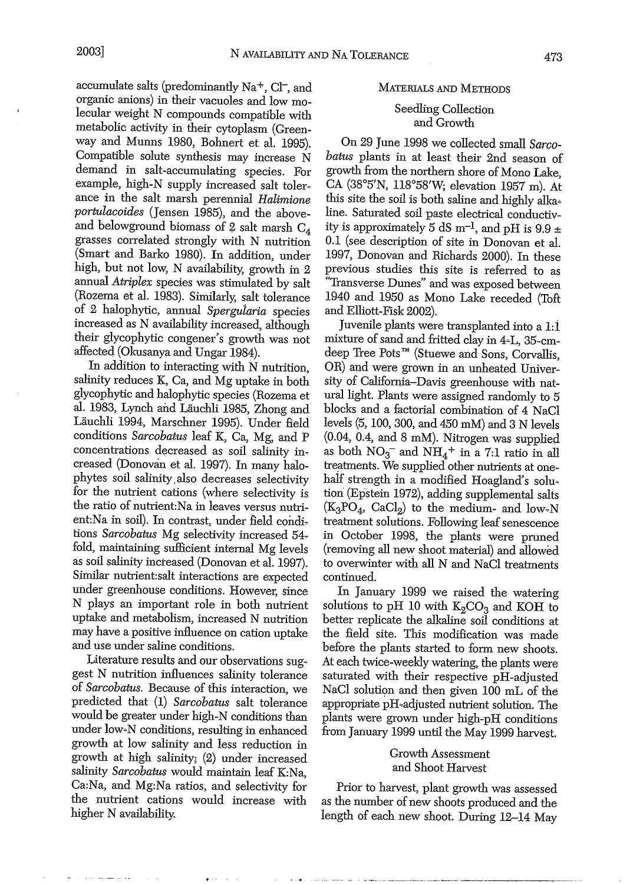accumulate salts (predominantly $Na^+$, $Cl^-$, and organic anions) in their vacuoles and low molecular weight N compounds compatible with metabolic activity in their cytoplasm (Greenway and Munns 1980, Bohnert et al. 1995). Compatible solute synthesis may increase N demand in salt-accumulating species. For example, high-N supply increased salt tolerance in the salt marsh perennial *Halimione portulacoides* (Jensen 1985), and the above- and belowground biomass of 2 salt marsh $C_4$ grasses correlated strongly with N nutrition (Smart and Barko 1980). In addition, under high, but not low, N availability, growth in 2 annual *Atriplex* species was stimulated by salt (Rozema et al. 1983). Similarly, salt tolerance of 2 halophytic, annual *Spergularia* species increased as N availability increased, although their glycophytic congener's growth was not affected (Okusanya and Ungar 1984).

In addition to interacting with N nutrition, salinity reduces K, Ca, and Mg uptake in both glycophytic and halophytic species (Rozema et al. 1983, Lynch and Läuchli 1985, Zhong and Läuchli 1994, Marschner 1995). Under field conditions *Sarcobatus* leaf K, Ca, Mg, and P concentrations decreased as soil salinity increased (Donovan et al. 1997). In many halophytes soil salinity also decreases selectivity for the nutrient cations (where selectivity is the ratio of nutrient:Na in leaves versus nutrient:Na in soil). In contrast, under field conditions *Sarcobatus* Mg selectivity increased 54-fold, maintaining sufficient internal Mg levels as soil salinity increased (Donovan et al. 1997). Similar nutrient:salt interactions are expected under greenhouse conditions. However, since N plays an important role in both nutrient uptake and metabolism, increased N nutrition may have a positive influence on cation uptake and use under saline conditions.

Literature results and our observations suggest N nutrition influences salinity tolerance of *Sarcobatus*. Because of this interaction, we predicted that (1) *Sarcobatus* salt tolerance would be greater under high-N conditions than under low-N conditions, resulting in enhanced growth at low salinity and less reduction in growth at high salinity; (2) under increased salinity *Sarcobatus* would maintain leaf K:Na, Ca:Na, and Mg:Na ratios, and selectivity for the nutrient cations would increase with higher N availability.

## Materials and Methods

### Seedling Collection and Growth

On 29 June 1998 we collected small *Sarcobatus* plants in at least their 2nd season of growth from the northern shore of Mono Lake, CA (38°5′N, 118°58′W; elevation 1957 m). At this site the soil is both saline and highly alkaline. Saturated soil paste electrical conductivity is approximately 5 dS $m^{-1}$, and pH is 9.9 ± 0.1 (see description of site in Donovan et al. 1997, Donovan and Richards 2000). In these previous studies this site is referred to as "Transverse Dunes" and was exposed between 1940 and 1950 as Mono Lake receded (Toft and Elliott-Fisk 2002).

Juvenile plants were transplanted into a 1:1 mixture of sand and fritted clay in 4-L, 35-cm-deep Tree Pots™ (Stuewe and Sons, Corvallis, OR) and were grown in an unheated University of California–Davis greenhouse with natural light. Plants were assigned randomly to 5 blocks and a factorial combination of 4 NaCl levels (5, 100, 300, and 450 mM) and 3 N levels (0.04, 0.4, and 8 mM). Nitrogen was supplied as both $NO_3^-$ and $NH_4^+$ in a 7:1 ratio in all treatments. We supplied other nutrients at one-half strength in a modified Hoagland's solution (Epstein 1972), adding supplemental salts ($K_3PO_4$, $CaCl_2$) to the medium- and low-N treatment solutions. Following leaf senescence in October 1998, the plants were pruned (removing all new shoot material) and allowed to overwinter with all N and NaCl treatments continued.

In January 1999 we raised the watering solutions to pH 10 with $K_2CO_3$ and KOH to better replicate the alkaline soil conditions at the field site. This modification was made before the plants started to form new shoots. At each twice-weekly watering, the plants were saturated with their respective pH-adjusted NaCl solution and then given 100 mL of the appropriate pH-adjusted nutrient solution. The plants were grown under high-pH conditions from January 1999 until the May 1999 harvest.

### Growth Assessment and Shoot Harvest

Prior to harvest, plant growth was assessed as the number of new shoots produced and the length of each new shoot. During 12–14 May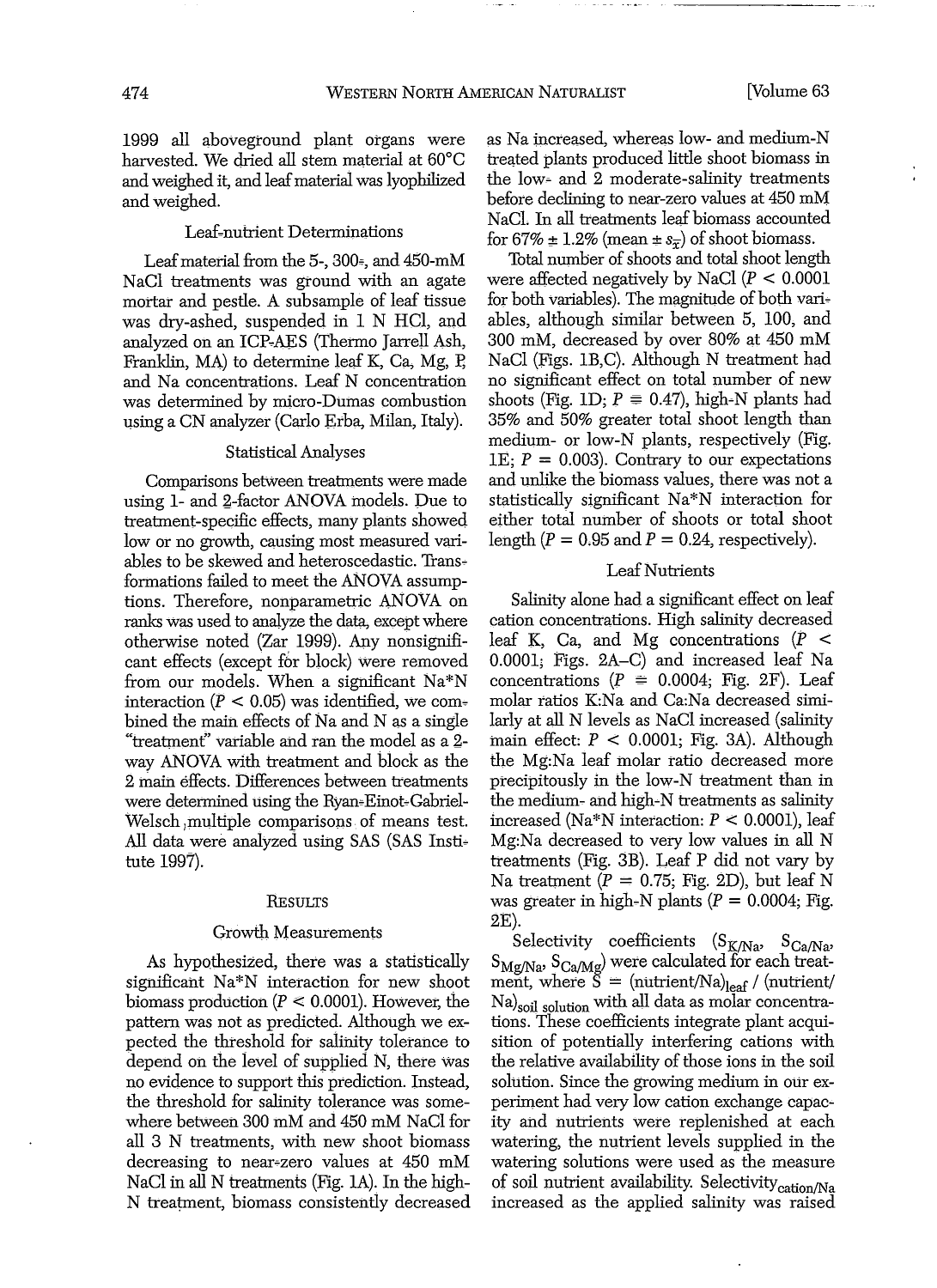1999 all aboveground plant organs were harvested. We dried all stem material at 60°C and weighed it, and leaf material was lyophilized and weighed.

### Leaf-nutrient Determinations

Leaf material from the 5-, 300-, and 450-mM NaCl treatments was ground with an agate mortar and pestle. A subsample of leaf tissue was dry-ashed, suspended in 1 N HCl, and analyzed on an ICP-AES (Thermo Jarrell Ash, Franklin, MA) to determine leaf K, Ca, Mg, P, and Na concentrations. Leaf N concentration was determined by micro-Dumas combustion using a CN analyzer (Carlo Erba, Milan, Italy).

### Statistical Analyses

Comparisons between treatments were made using 1- and 2-factor ANOVA models. Due to treatment-specific effects, many plants showed low or no growth, causing most measured variables to be skewed and heteroscedastic. Transformations failed to meet the ANOVA assumptions. Therefore, nonparametric ANOVA on ranks was used to analyze the data, except where otherwise noted (Zar 1999). Any nonsignificant effects (except for block) were removed from our models. When a significant Na*N interaction ($P < 0.05$) was identified, we combined the main effects of Na and N as a single "treatment" variable and ran the model as a 2-way ANOVA with treatment and block as the 2 main effects. Differences between treatments were determined using the Ryan-Einot-Gabriel-Welsch multiple comparisons of means test. All data were analyzed using SAS (SAS Institute 1997).

## Results

### Growth Measurements

As hypothesized, there was a statistically significant Na*N interaction for new shoot biomass production ($P < 0.0001$). However, the pattern was not as predicted. Although we expected the threshold for salinity tolerance to depend on the level of supplied N, there was no evidence to support this prediction. Instead, the threshold for salinity tolerance was somewhere between 300 mM and 450 mM NaCl for all 3 N treatments, with new shoot biomass decreasing to near-zero values at 450 mM NaCl in all N treatments (Fig. 1A). In the high-N treatment, biomass consistently decreased as Na increased, whereas low- and medium-N treated plants produced little shoot biomass in the low- and 2 moderate-salinity treatments before declining to near-zero values at 450 mM NaCl. In all treatments leaf biomass accounted for 67% ± 1.2% (mean ± $s_{\bar{x}}$) of shoot biomass.

Total number of shoots and total shoot length were affected negatively by NaCl ($P < 0.0001$ for both variables). The magnitude of both variables, although similar between 5, 100, and 300 mM, decreased by over 80% at 450 mM NaCl (Figs. 1B,C). Although N treatment had no significant effect on total number of new shoots (Fig. 1D; $P = 0.47$), high-N plants had 35% and 50% greater total shoot length than medium- or low-N plants, respectively (Fig. 1E; $P = 0.003$). Contrary to our expectations and unlike the biomass values, there was not a statistically significant Na*N interaction for either total number of shoots or total shoot length ($P = 0.95$ and $P = 0.24$, respectively).

### Leaf Nutrients

Salinity alone had a significant effect on leaf cation concentrations. High salinity decreased leaf K, Ca, and Mg concentrations ($P < 0.0001$; Figs. 2A–C) and increased leaf Na concentrations ($P = 0.0004$; Fig. 2F). Leaf molar ratios K:Na and Ca:Na decreased similarly at all N levels as NaCl increased (salinity main effect: $P < 0.0001$; Fig. 3A). Although the Mg:Na leaf molar ratio decreased more precipitously in the low-N treatment than in the medium- and high-N treatments as salinity increased (Na*N interaction: $P < 0.0001$), leaf Mg:Na decreased to very low values in all N treatments (Fig. 3B). Leaf P did not vary by Na treatment ($P = 0.75$; Fig. 2D), but leaf N was greater in high-N plants ($P = 0.0004$; Fig. 2E).

Selectivity coefficients ($S_{K/Na}$, $S_{Ca/Na}$, $S_{Mg/Na}$, $S_{Ca/Mg}$) were calculated for each treatment, where $S = (\text{nutrient/Na})_{leaf} / (\text{nutrient/Na})_{soil\ solution}$ with all data as molar concentrations. These coefficients integrate plant acquisition of potentially interfering cations with the relative availability of those ions in the soil solution. Since the growing medium in our experiment had very low cation exchange capacity and nutrients were replenished at each watering, the nutrient levels supplied in the watering solutions were used as the measure of soil nutrient availability. Selectivity$_{cation/Na}$ increased as the applied salinity was raised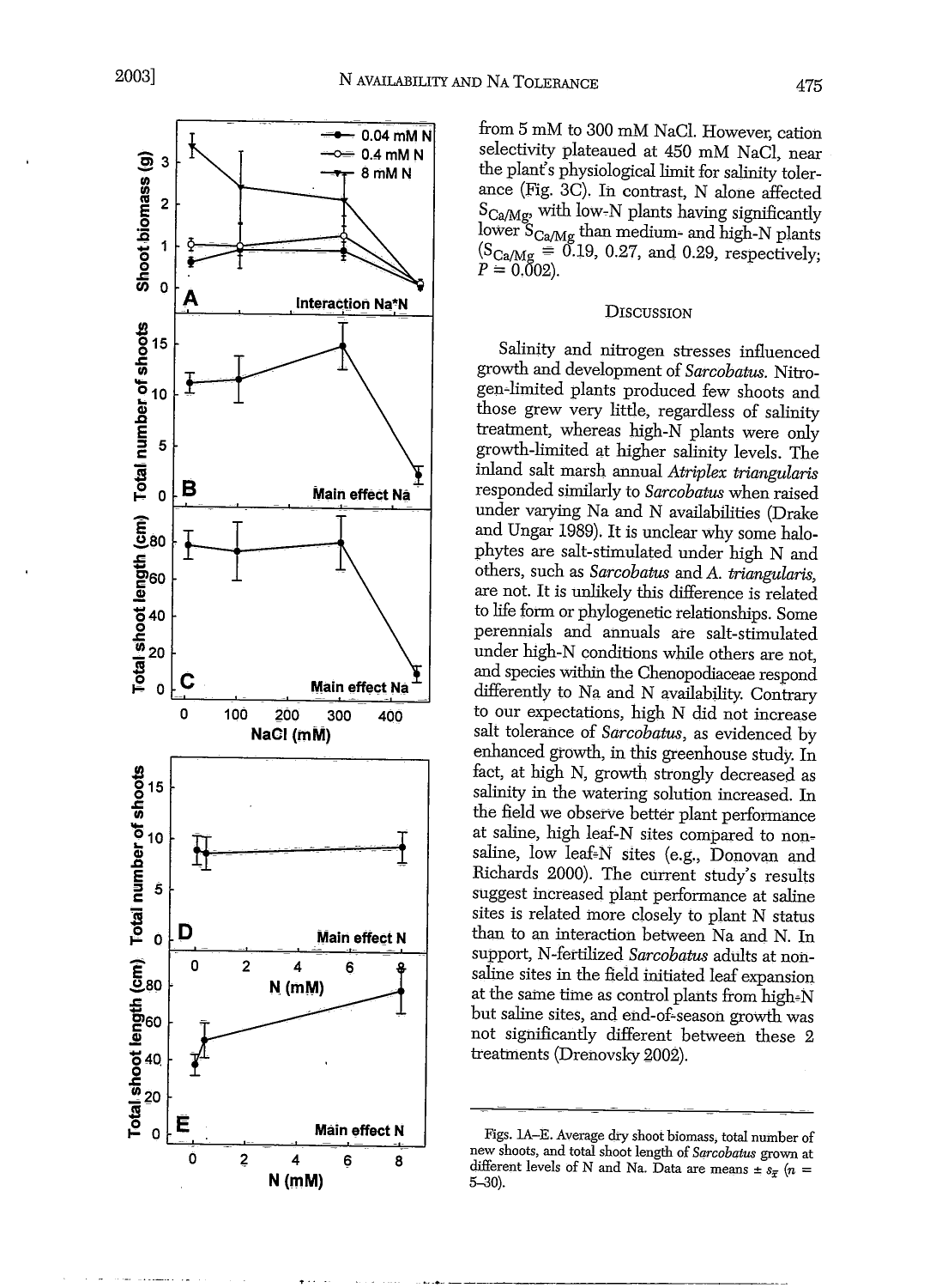from 5 mM to 300 mM NaCl. However, cation selectivity plateaued at 450 mM NaCl, near the plant's physiological limit for salinity tolerance (Fig. 3C). In contrast, N alone affected $S_{Ca/Mg}$, with low-N plants having significantly lower $S_{Ca/Mg}$ than medium- and high-N plants ($S_{Ca/Mg}$ = 0.19, 0.27, and 0.29, respectively; $P$ = 0.002).

## Discussion

Salinity and nitrogen stresses influenced growth and development of *Sarcobatus*. Nitrogen-limited plants produced few shoots and those grew very little, regardless of salinity treatment, whereas high-N plants were only growth-limited at higher salinity levels. The inland salt marsh annual *Atriplex triangularis* responded similarly to *Sarcobatus* when raised under varying Na and N availabilities (Drake and Ungar 1989). It is unclear why some halophytes are salt-stimulated under high N and others, such as *Sarcobatus* and *A. triangularis*, are not. It is unlikely this difference is related to life form or phylogenetic relationships. Some perennials and annuals are salt-stimulated under high-N conditions while others are not, and species within the Chenopodiaceae respond differently to Na and N availability. Contrary to our expectations, high N did not increase salt tolerance of *Sarcobatus*, as evidenced by enhanced growth, in this greenhouse study. In fact, at high N, growth strongly decreased as salinity in the watering solution increased. In the field we observe better plant performance at saline, high leaf-N sites compared to non-saline, low leaf-N sites (e.g., Donovan and Richards 2000). The current study's results suggest increased plant performance at saline sites is related more closely to plant N status than to an interaction between Na and N. In support, N-fertilized *Sarcobatus* adults at non-saline sites in the field initiated leaf expansion at the same time as control plants from high-N but saline sites, and end-of-season growth was not significantly different between these 2 treatments (Drenovsky 2002).

Figs. 1A–E. Average dry shoot biomass, total number of new shoots, and total shoot length of *Sarcobatus* grown at different levels of N and Na. Data are means ± $s_{\bar{x}}$ ($n$ = 5–30).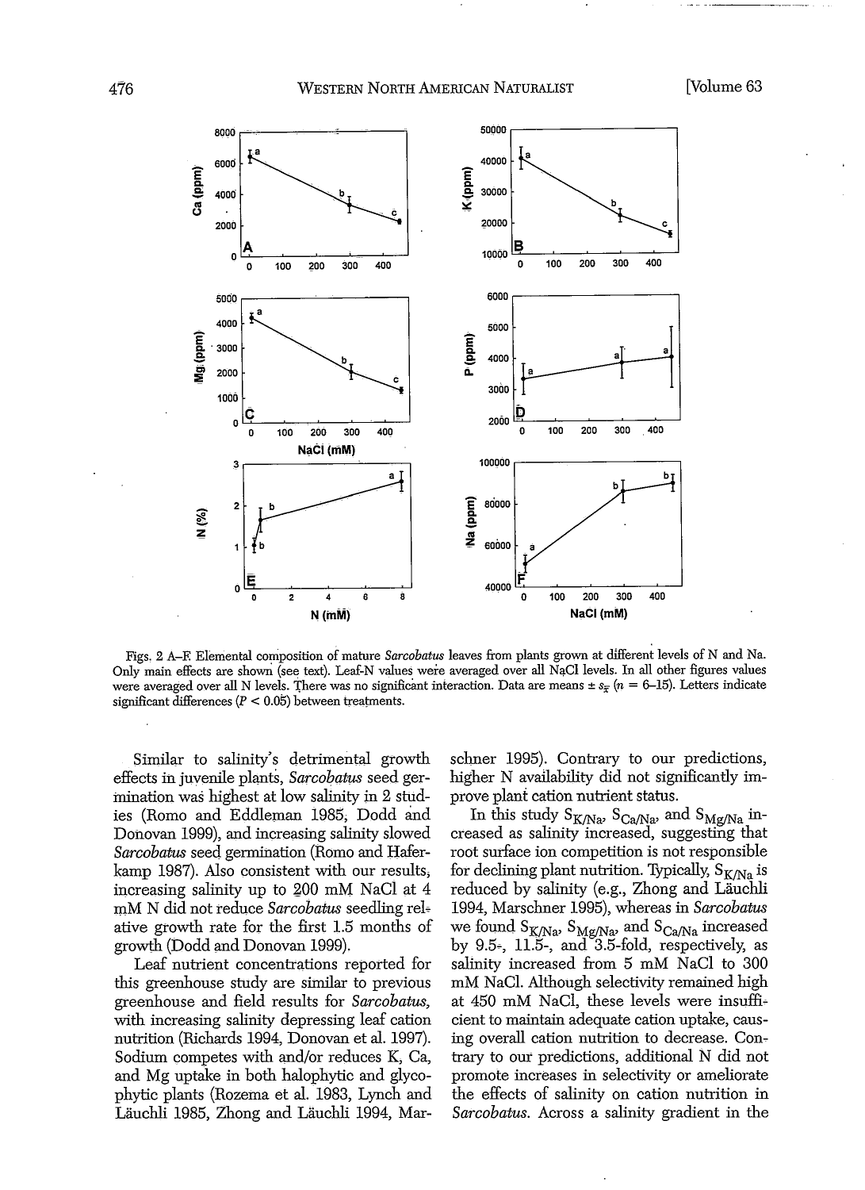Figs. 2 A–F. Elemental composition of mature *Sarcobatus* leaves from plants grown at different levels of N and Na. Only main effects are shown (see text). Leaf-N values were averaged over all NaCl levels. In all other figures values were averaged over all N levels. There was no significant interaction. Data are means ± $s_{\bar{x}}$ ($n$ = 6–15). Letters indicate significant differences ($P < 0.05$) between treatments.

Similar to salinity's detrimental growth effects in juvenile plants, *Sarcobatus* seed germination was highest at low salinity in 2 studies (Romo and Eddleman 1985, Dodd and Donovan 1999), and increasing salinity slowed *Sarcobatus* seed germination (Romo and Haferkamp 1987). Also consistent with our results, increasing salinity up to 200 mM NaCl at 4 mM N did not reduce *Sarcobatus* seedling relative growth rate for the first 1.5 months of growth (Dodd and Donovan 1999).

Leaf nutrient concentrations reported for this greenhouse study are similar to previous greenhouse and field results for *Sarcobatus*, with increasing salinity depressing leaf cation nutrition (Richards 1994, Donovan et al. 1997). Sodium competes with and/or reduces K, Ca, and Mg uptake in both halophytic and glycophytic plants (Rozema et al. 1983, Lynch and Läuchli 1985, Zhong and Läuchli 1994, Marschner 1995). Contrary to our predictions, higher N availability did not significantly improve plant cation nutrient status.

In this study $S_{K/Na}$, $S_{Ca/Na}$, and $S_{Mg/Na}$ increased as salinity increased, suggesting that root surface ion competition is not responsible for declining plant nutrition. Typically, $S_{K/Na}$ is reduced by salinity (e.g., Zhong and Läuchli 1994, Marschner 1995), whereas in *Sarcobatus* we found $S_{K/Na}$, $S_{Mg/Na}$, and $S_{Ca/Na}$ increased by 9.5-, 11.5-, and 3.5-fold, respectively, as salinity increased from 5 mM NaCl to 300 mM NaCl. Although selectivity remained high at 450 mM NaCl, these levels were insufficient to maintain adequate cation uptake, causing overall cation nutrition to decrease. Contrary to our predictions, additional N did not promote increases in selectivity or ameliorate the effects of salinity on cation nutrition in *Sarcobatus*. Across a salinity gradient in the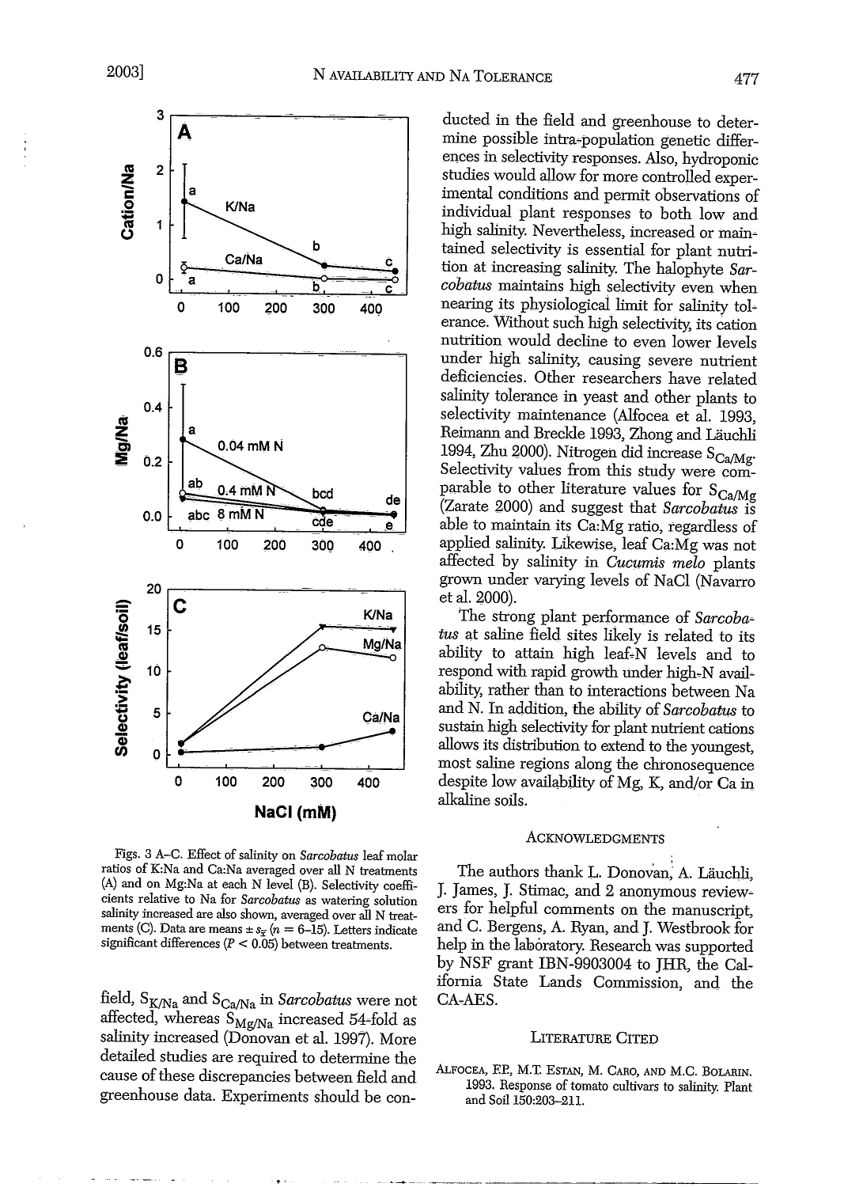Figs. 3 A–C. Effect of salinity on *Sarcobatus* leaf molar ratios of K:Na and Ca:Na averaged over all N treatments (A) and on Mg:Na at each N level (B). Selectivity coefficients relative to Na for *Sarcobatus* as watering solution salinity increased are also shown, averaged over all N treatments (C). Data are means ± $s_{\bar{x}}$ ($n$ = 6–15). Letters indicate significant differences ($P < 0.05$) between treatments.

field, $S_{K/Na}$ and $S_{Ca/Na}$ in *Sarcobatus* were not affected, whereas $S_{Mg/Na}$ increased 54-fold as salinity increased (Donovan et al. 1997). More detailed studies are required to determine the cause of these discrepancies between field and greenhouse data. Experiments should be conducted in the field and greenhouse to determine possible intra-population genetic differences in selectivity responses. Also, hydroponic studies would allow for more controlled experimental conditions and permit observations of individual plant responses to both low and high salinity. Nevertheless, increased or maintained selectivity is essential for plant nutrition at increasing salinity. The halophyte *Sarcobatus* maintains high selectivity even when nearing its physiological limit for salinity tolerance. Without such high selectivity, its cation nutrition would decline to even lower levels under high salinity, causing severe nutrient deficiencies. Other researchers have related salinity tolerance in yeast and other plants to selectivity maintenance (Alfocea et al. 1993, Reimann and Breckle 1993, Zhong and Läuchli 1994, Zhu 2000). Nitrogen did increase $S_{Ca/Mg}$. Selectivity values from this study were comparable to other literature values for $S_{Ca/Mg}$ (Zarate 2000) and suggest that *Sarcobatus* is able to maintain its Ca:Mg ratio, regardless of applied salinity. Likewise, leaf Ca:Mg was not affected by salinity in *Cucumis melo* plants grown under varying levels of NaCl (Navarro et al. 2000).

The strong plant performance of *Sarcobatus* at saline field sites likely is related to its ability to attain high leaf-N levels and to respond with rapid growth under high-N availability, rather than to interactions between Na and N. In addition, the ability of *Sarcobatus* to sustain high selectivity for plant nutrient cations allows its distribution to extend to the youngest, most saline regions along the chronosequence despite low availability of Mg, K, and/or Ca in alkaline soils.

## Acknowledgments

The authors thank L. Donovan, A. Läuchli, J. James, J. Stimac, and 2 anonymous reviewers for helpful comments on the manuscript, and C. Bergens, A. Ryan, and J. Westbrook for help in the laboratory. Research was supported by NSF grant IBN-9903004 to JHR, the California State Lands Commission, and the CA-AES.

## Literature Cited

Alfocea, F.P., M.T. Estan, M. Caro, and M.C. Bolarin. 1993. Response of tomato cultivars to salinity. Plant and Soil 150:203–211.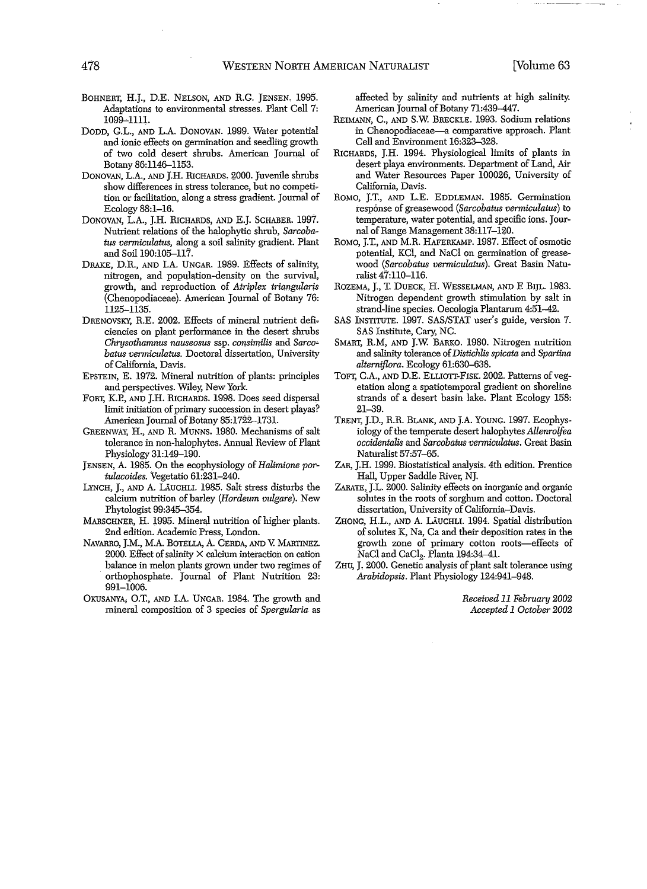BOHNERT, H.J., D.E. NELSON, AND R.G. JENSEN. 1995. Adaptations to environmental stresses. Plant Cell 7: 1099–1111.

DODD, G.L., AND L.A. DONOVAN. 1999. Water potential and ionic effects on germination and seedling growth of two cold desert shrubs. American Journal of Botany 86:1146–1153.

DONOVAN, L.A., AND J.H. RICHARDS. 2000. Juvenile shrubs show differences in stress tolerance, but no competition or facilitation, along a stress gradient. Journal of Ecology 88:1–16.

DONOVAN, L.A., J.H. RICHARDS, AND E.J. SCHABER. 1997. Nutrient relations of the halophytic shrub, *Sarcobatus vermiculatus*, along a soil salinity gradient. Plant and Soil 190:105–117.

DRAKE, D.R., AND I.A. UNGAR. 1989. Effects of salinity, nitrogen, and population-density on the survival, growth, and reproduction of *Atriplex triangularis* (Chenopodiaceae). American Journal of Botany 76: 1125–1135.

DRENOVSKY, R.E. 2002. Effects of mineral nutrient deficiencies on plant performance in the desert shrubs *Chrysothamnus nauseosus* ssp. *consimilis* and *Sarcobatus vermiculatus*. Doctoral dissertation, University of California, Davis.

EPSTEIN, E. 1972. Mineral nutrition of plants: principles and perspectives. Wiley, New York.

FORT, K.P., AND J.H. RICHARDS. 1998. Does seed dispersal limit initiation of primary succession in desert playas? American Journal of Botany 85:1722–1731.

GREENWAY, H., AND R. MUNNS. 1980. Mechanisms of salt tolerance in non-halophytes. Annual Review of Plant Physiology 31:149–190.

JENSEN, A. 1985. On the ecophysiology of *Halimione portulacoides*. Vegetatio 61:231–240.

LYNCH, J., AND A. LÄUCHLI. 1985. Salt stress disturbs the calcium nutrition of barley (*Hordeum vulgare*). New Phytologist 99:345–354.

MARSCHNER, H. 1995. Mineral nutrition of higher plants. 2nd edition. Academic Press, London.

NAVARRO, J.M., M.A. BOTELLA, A. CERDA, AND V. MARTINEZ. 2000. Effect of salinity × calcium interaction on cation balance in melon plants grown under two regimes of orthophosphate. Journal of Plant Nutrition 23: 991–1006.

OKUSANYA, O.T., AND I.A. UNGAR. 1984. The growth and mineral composition of 3 species of *Spergularia* as affected by salinity and nutrients at high salinity. American Journal of Botany 71:439–447.

REIMANN, C., AND S.W. BRECKLE. 1993. Sodium relations in Chenopodiaceae—a comparative approach. Plant Cell and Environment 16:323–328.

RICHARDS, J.H. 1994. Physiological limits of plants in desert playa environments. Department of Land, Air and Water Resources Paper 100026, University of California, Davis.

ROMO, J.T., AND L.E. EDDLEMAN. 1985. Germination response of greasewood (*Sarcobatus vermiculatus*) to temperature, water potential, and specific ions. Journal of Range Management 38:117–120.

ROMO, J.T., AND M.R. HAFERKAMP. 1987. Effect of osmotic potential, KCl, and NaCl on germination of greasewood (*Sarcobatus vermiculatus*). Great Basin Naturalist 47:110–116.

ROZEMA, J., T. DUECK, H. WESSELMAN, AND F. BIJL. 1983. Nitrogen dependent growth stimulation by salt in strand-line species. Oecologia Plantarum 4:51–42.

SAS INSTITUTE. 1997. SAS/STAT user's guide, version 7. SAS Institute, Cary, NC.

SMART, R.M, AND J.W. BARKO. 1980. Nitrogen nutrition and salinity tolerance of *Distichlis spicata* and *Spartina alterniflora*. Ecology 61:630–638.

TOFT, C.A., AND D.E. ELLIOTT-FISK. 2002. Patterns of vegetation along a spatiotemporal gradient on shoreline strands of a desert basin lake. Plant Ecology 158: 21–39.

TRENT, J.D., R.R. BLANK, AND J.A. YOUNG. 1997. Ecophysiology of the temperate desert halophytes *Allenrolfea occidentalis* and *Sarcobatus vermiculatus*. Great Basin Naturalist 57:57–65.

ZAR, J.H. 1999. Biostatistical analysis. 4th edition. Prentice Hall, Upper Saddle River, NJ.

ZARATE, J.L. 2000. Salinity effects on inorganic and organic solutes in the roots of sorghum and cotton. Doctoral dissertation, University of California–Davis.

ZHONG, H.L., AND A. LÄUCHLI. 1994. Spatial distribution of solutes K, Na, Ca and their deposition rates in the growth zone of primary cotton roots—effects of NaCl and $CaCl_2$. Planta 194:34–41.

ZHU, J. 2000. Genetic analysis of plant salt tolerance using *Arabidopsis*. Plant Physiology 124:941–948.

*Received 11 February 2002*
*Accepted 1 October 2002*